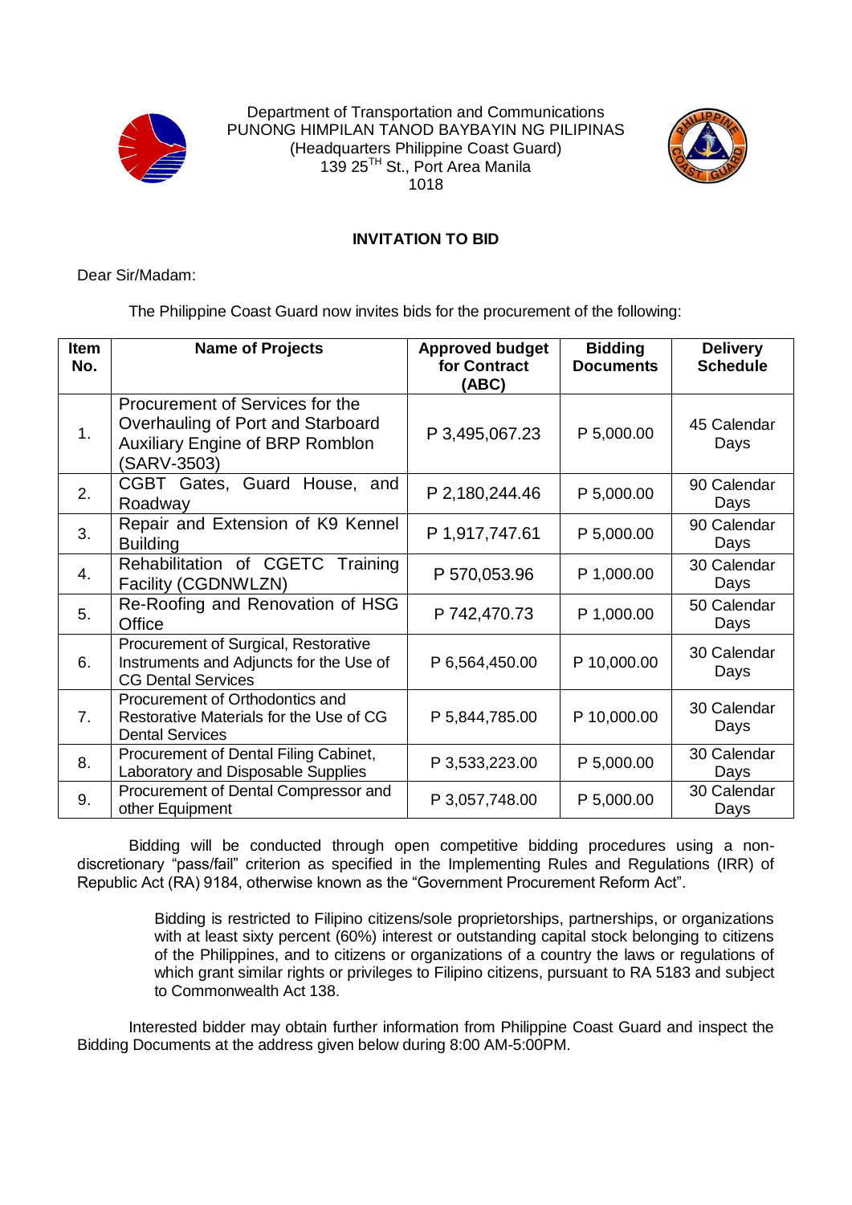Department of Transportation and Communications
PUNONG HIMPILAN TANOD BAYBAYIN NG PILIPINAS
(Headquarters Philippine Coast Guard)
139 25TH St., Port Area Manila
1018

## INVITATION TO BID

Dear Sir/Madam:

The Philippine Coast Guard now invites bids for the procurement of the following:

| Item No. | Name of Projects | Approved budget for Contract (ABC) | Bidding Documents | Delivery Schedule |
|---|---|---|---|---|
| 1. | Procurement of Services for the Overhauling of Port and Starboard Auxiliary Engine of BRP Romblon (SARV-3503) | P 3,495,067.23 | P 5,000.00 | 45 Calendar Days |
| 2. | CGBT Gates, Guard House, and Roadway | P 2,180,244.46 | P 5,000.00 | 90 Calendar Days |
| 3. | Repair and Extension of K9 Kennel Building | P 1,917,747.61 | P 5,000.00 | 90 Calendar Days |
| 4. | Rehabilitation of CGETC Training Facility (CGDNWLZN) | P 570,053.96 | P 1,000.00 | 30 Calendar Days |
| 5. | Re-Roofing and Renovation of HSG Office | P 742,470.73 | P 1,000.00 | 50 Calendar Days |
| 6. | Procurement of Surgical, Restorative Instruments and Adjuncts for the Use of CG Dental Services | P 6,564,450.00 | P 10,000.00 | 30 Calendar Days |
| 7. | Procurement of Orthodontics and Restorative Materials for the Use of CG Dental Services | P 5,844,785.00 | P 10,000.00 | 30 Calendar Days |
| 8. | Procurement of Dental Filing Cabinet, Laboratory and Disposable Supplies | P 3,533,223.00 | P 5,000.00 | 30 Calendar Days |
| 9. | Procurement of Dental Compressor and other Equipment | P 3,057,748.00 | P 5,000.00 | 30 Calendar Days |

Bidding will be conducted through open competitive bidding procedures using a non-discretionary "pass/fail" criterion as specified in the Implementing Rules and Regulations (IRR) of Republic Act (RA) 9184, otherwise known as the "Government Procurement Reform Act".

> Bidding is restricted to Filipino citizens/sole proprietorships, partnerships, or organizations with at least sixty percent (60%) interest or outstanding capital stock belonging to citizens of the Philippines, and to citizens or organizations of a country the laws or regulations of which grant similar rights or privileges to Filipino citizens, pursuant to RA 5183 and subject to Commonwealth Act 138.

Interested bidder may obtain further information from Philippine Coast Guard and inspect the Bidding Documents at the address given below during 8:00 AM-5:00PM.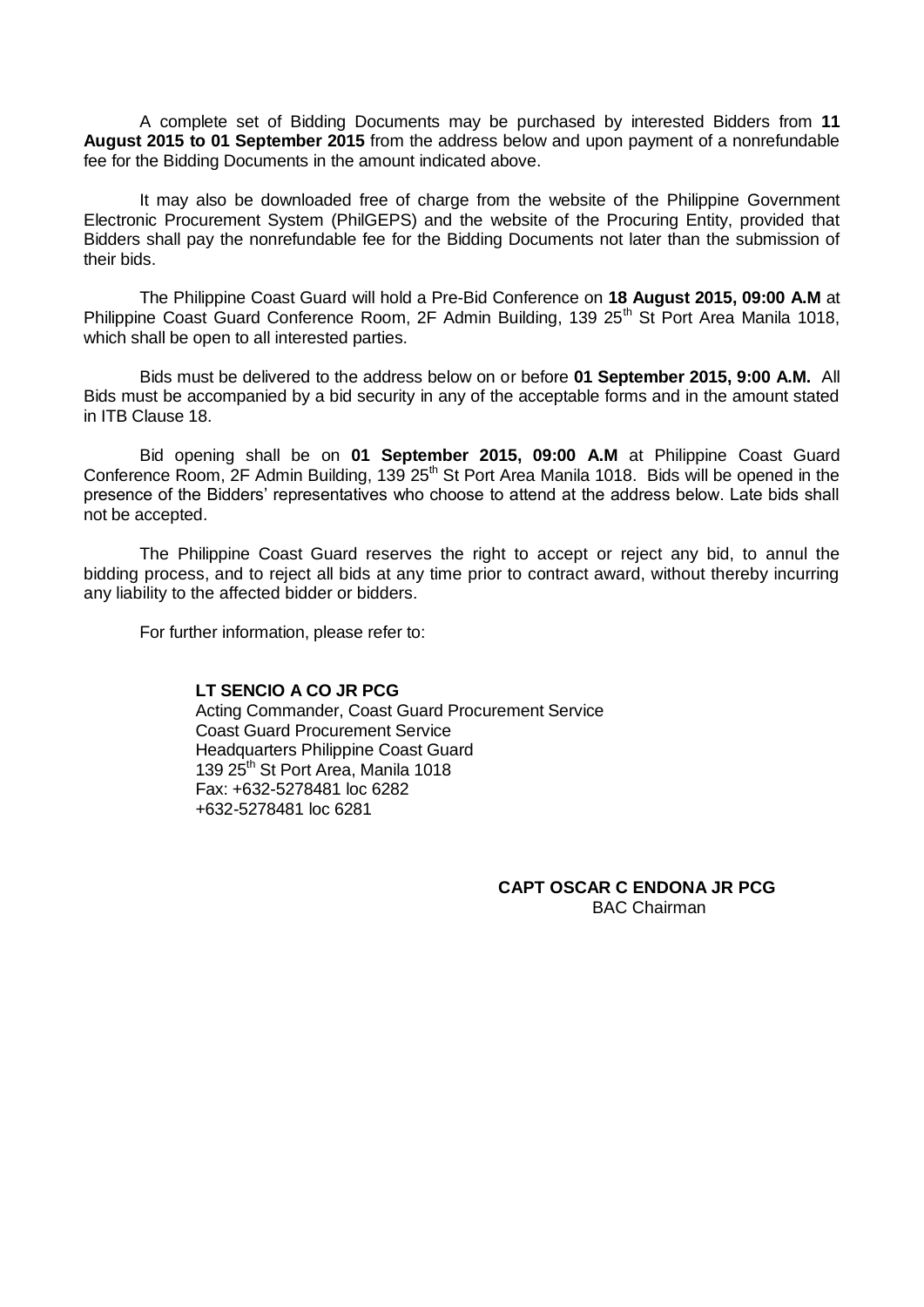A complete set of Bidding Documents may be purchased by interested Bidders from **11 August 2015 to 01 September 2015** from the address below and upon payment of a nonrefundable fee for the Bidding Documents in the amount indicated above.

It may also be downloaded free of charge from the website of the Philippine Government Electronic Procurement System (PhilGEPS) and the website of the Procuring Entity, provided that Bidders shall pay the nonrefundable fee for the Bidding Documents not later than the submission of their bids.

The Philippine Coast Guard will hold a Pre-Bid Conference on **18 August 2015, 09:00 A.M** at Philippine Coast Guard Conference Room, 2F Admin Building, 139 25th St Port Area Manila 1018, which shall be open to all interested parties.

Bids must be delivered to the address below on or before **01 September 2015, 9:00 A.M.** All Bids must be accompanied by a bid security in any of the acceptable forms and in the amount stated in ITB Clause 18.

Bid opening shall be on **01 September 2015, 09:00 A.M** at Philippine Coast Guard Conference Room, 2F Admin Building, 139 25th St Port Area Manila 1018. Bids will be opened in the presence of the Bidders' representatives who choose to attend at the address below. Late bids shall not be accepted.

The Philippine Coast Guard reserves the right to accept or reject any bid, to annul the bidding process, and to reject all bids at any time prior to contract award, without thereby incurring any liability to the affected bidder or bidders.

For further information, please refer to:

**LT SENCIO A CO JR PCG**
Acting Commander, Coast Guard Procurement Service
Coast Guard Procurement Service
Headquarters Philippine Coast Guard
139 25th St Port Area, Manila 1018
Fax: +632-5278481 loc 6282
+632-5278481 loc 6281

**CAPT OSCAR C ENDONA JR PCG**
BAC Chairman